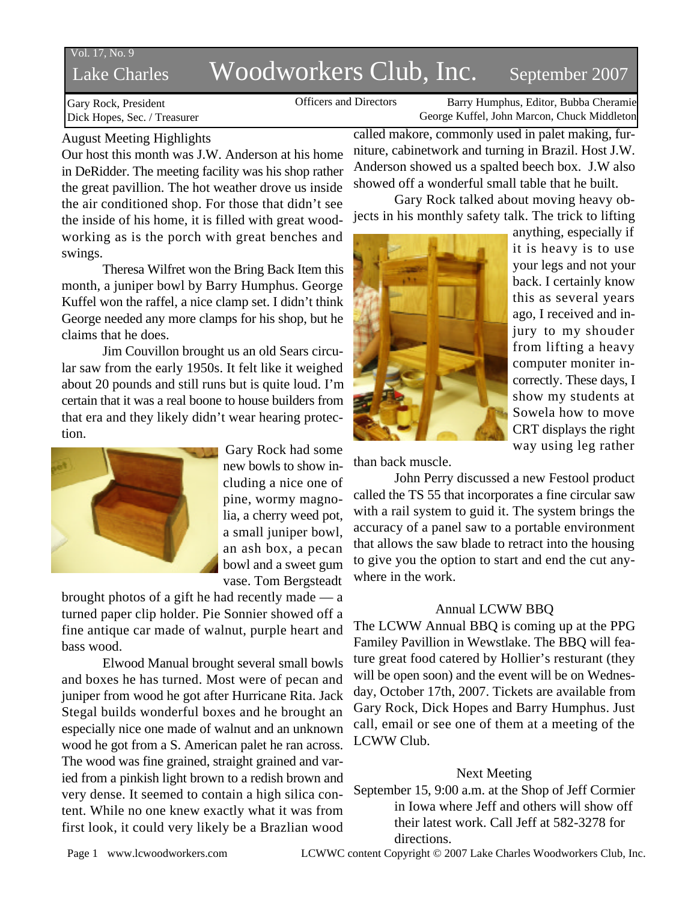Vol. 17, No. 9

# Lake Charles Woodworkers Club, Inc. September 2007

Gary Rock, President
Dick Hopes, Sec. / Treasurer

Officers and Directors

Barry Humphus, Editor, Bubba Cheramie
George Kuffel, John Marcon, Chuck Middleton

## August Meeting Highlights

Our host this month was J.W. Anderson at his home in DeRidder. The meeting facility was his shop rather the great pavillion. The hot weather drove us inside the air conditioned shop. For those that didn't see the inside of his home, it is filled with great woodworking as is the porch with great benches and swings.

Theresa Wilfret won the Bring Back Item this month, a juniper bowl by Barry Humphus. George Kuffel won the raffel, a nice clamp set. I didn't think George needed any more clamps for his shop, but he claims that he does.

Jim Couvillon brought us an old Sears circular saw from the early 1950s. It felt like it weighed about 20 pounds and still runs but is quite loud. I'm certain that it was a real boone to house builders from that era and they likely didn't wear hearing protection.

Gary Rock had some new bowls to show including a nice one of pine, wormy magnolia, a cherry weed pot, a small juniper bowl, an ash box, a pecan bowl and a sweet gum vase. Tom Bergsteadt brought photos of a gift he had recently made — a turned paper clip holder. Pie Sonnier showed off a fine antique car made of walnut, purple heart and bass wood.

Elwood Manual brought several small bowls and boxes he has turned. Most were of pecan and juniper from wood he got after Hurricane Rita. Jack Stegal builds wonderful boxes and he brought an especially nice one made of walnut and an unknown wood he got from a S. American palet he ran across. The wood was fine grained, straight grained and varied from a pinkish light brown to a redish brown and very dense. It seemed to contain a high silica content. While no one knew exactly what it was from first look, it could very likely be a Brazlian wood called makore, commonly used in palet making, furniture, cabinetwork and turning in Brazil. Host J.W. Anderson showed us a spalted beech box. J.W also showed off a wonderful small table that he built.

Gary Rock talked about moving heavy objects in his monthly safety talk. The trick to lifting anything, especially if it is heavy is to use your legs and not your back. I certainly know this as several years ago, I received and injury to my shouder from lifting a heavy computer moniter incorrectly. These days, I show my students at Sowela how to move CRT displays the right way using leg rather than back muscle.

John Perry discussed a new Festool product called the TS 55 that incorporates a fine circular saw with a rail system to guid it. The system brings the accuracy of a panel saw to a portable environment that allows the saw blade to retract into the housing to give you the option to start and end the cut anywhere in the work.

## Annual LCWW BBQ

The LCWW Annual BBQ is coming up at the PPG Familey Pavillion in Wewstlake. The BBQ will feature great food catered by Hollier's resturant (they will be open soon) and the event will be on Wednesday, October 17th, 2007. Tickets are available from Gary Rock, Dick Hopes and Barry Humphus. Just call, email or see one of them at a meeting of the LCWW Club.

## Next Meeting

September 15, 9:00 a.m. at the Shop of Jeff Cormier in Iowa where Jeff and others will show off their latest work. Call Jeff at 582-3278 for directions.

www.lcwoodworkers.com

LCWWC content Copyright © 2007 Lake Charles Woodworkers Club, Inc.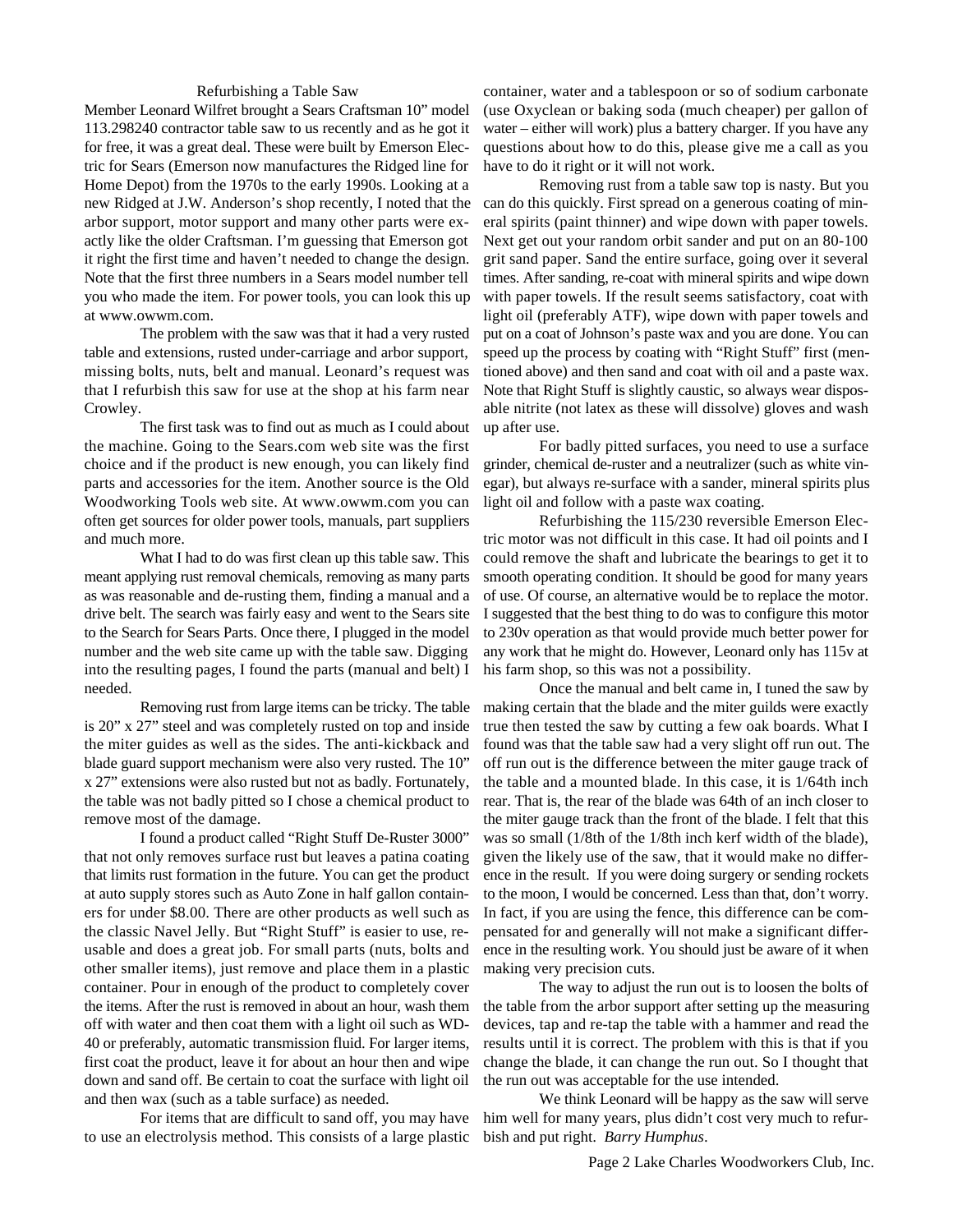## Refurbishing a Table Saw

Member Leonard Wilfret brought a Sears Craftsman 10" model 113.298240 contractor table saw to us recently and as he got it for free, it was a great deal. These were built by Emerson Electric for Sears (Emerson now manufactures the Ridged line for Home Depot) from the 1970s to the early 1990s. Looking at a new Ridged at J.W. Anderson's shop recently, I noted that the arbor support, motor support and many other parts were exactly like the older Craftsman. I'm guessing that Emerson got it right the first time and haven't needed to change the design. Note that the first three numbers in a Sears model number tell you who made the item. For power tools, you can look this up at www.owwm.com.

The problem with the saw was that it had a very rusted table and extensions, rusted under-carriage and arbor support, missing bolts, nuts, belt and manual. Leonard's request was that I refurbish this saw for use at the shop at his farm near Crowley.

The first task was to find out as much as I could about the machine. Going to the Sears.com web site was the first choice and if the product is new enough, you can likely find parts and accessories for the item. Another source is the Old Woodworking Tools web site. At www.owwm.com you can often get sources for older power tools, manuals, part suppliers and much more.

What I had to do was first clean up this table saw. This meant applying rust removal chemicals, removing as many parts as was reasonable and de-rusting them, finding a manual and a drive belt. The search was fairly easy and went to the Sears site to the Search for Sears Parts. Once there, I plugged in the model number and the web site came up with the table saw. Digging into the resulting pages, I found the parts (manual and belt) I needed.

Removing rust from large items can be tricky. The table is 20" x 27" steel and was completely rusted on top and inside the miter guides as well as the sides. The anti-kickback and blade guard support mechanism were also very rusted. The 10" x 27" extensions were also rusted but not as badly. Fortunately, the table was not badly pitted so I chose a chemical product to remove most of the damage.

I found a product called "Right Stuff De-Ruster 3000" that not only removes surface rust but leaves a patina coating that limits rust formation in the future. You can get the product at auto supply stores such as Auto Zone in half gallon containers for under $8.00. There are other products as well such as the classic Navel Jelly. But "Right Stuff" is easier to use, reusable and does a great job. For small parts (nuts, bolts and other smaller items), just remove and place them in a plastic container. Pour in enough of the product to completely cover the items. After the rust is removed in about an hour, wash them off with water and then coat them with a light oil such as WD-40 or preferably, automatic transmission fluid. For larger items, first coat the product, leave it for about an hour then and wipe down and sand off. Be certain to coat the surface with light oil and then wax (such as a table surface) as needed.

For items that are difficult to sand off, you may have to use an electrolysis method. This consists of a large plastic container, water and a tablespoon or so of sodium carbonate (use Oxyclean or baking soda (much cheaper) per gallon of water – either will work) plus a battery charger. If you have any questions about how to do this, please give me a call as you have to do it right or it will not work.

Removing rust from a table saw top is nasty. But you can do this quickly. First spread on a generous coating of mineral spirits (paint thinner) and wipe down with paper towels. Next get out your random orbit sander and put on an 80-100 grit sand paper. Sand the entire surface, going over it several times. After sanding, re-coat with mineral spirits and wipe down with paper towels. If the result seems satisfactory, coat with light oil (preferably ATF), wipe down with paper towels and put on a coat of Johnson's paste wax and you are done. You can speed up the process by coating with "Right Stuff" first (mentioned above) and then sand and coat with oil and a paste wax. Note that Right Stuff is slightly caustic, so always wear disposable nitrite (not latex as these will dissolve) gloves and wash up after use.

For badly pitted surfaces, you need to use a surface grinder, chemical de-ruster and a neutralizer (such as white vinegar), but always re-surface with a sander, mineral spirits plus light oil and follow with a paste wax coating.

Refurbishing the 115/230 reversible Emerson Electric motor was not difficult in this case. It had oil points and I could remove the shaft and lubricate the bearings to get it to smooth operating condition. It should be good for many years of use. Of course, an alternative would be to replace the motor. I suggested that the best thing to do was to configure this motor to 230v operation as that would provide much better power for any work that he might do. However, Leonard only has 115v at his farm shop, so this was not a possibility.

Once the manual and belt came in, I tuned the saw by making certain that the blade and the miter guilds were exactly true then tested the saw by cutting a few oak boards. What I found was that the table saw had a very slight off run out. The off run out is the difference between the miter gauge track of the table and a mounted blade. In this case, it is 1/64th inch rear. That is, the rear of the blade was 64th of an inch closer to the miter gauge track than the front of the blade. I felt that this was so small (1/8th of the 1/8th inch kerf width of the blade), given the likely use of the saw, that it would make no difference in the result. If you were doing surgery or sending rockets to the moon, I would be concerned. Less than that, don't worry. In fact, if you are using the fence, this difference can be compensated for and generally will not make a significant difference in the resulting work. You should just be aware of it when making very precision cuts.

The way to adjust the run out is to loosen the bolts of the table from the arbor support after setting up the measuring devices, tap and re-tap the table with a hammer and read the results until it is correct. The problem with this is that if you change the blade, it can change the run out. So I thought that the run out was acceptable for the use intended.

We think Leonard will be happy as the saw will serve him well for many years, plus didn't cost very much to refurbish and put right. *Barry Humphus*.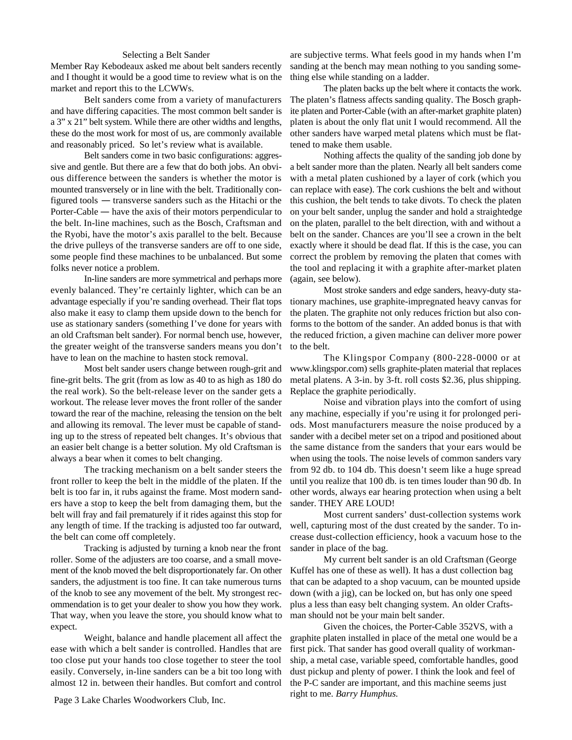## Selecting a Belt Sander

Member Ray Kebodeaux asked me about belt sanders recently and I thought it would be a good time to review what is on the market and report this to the LCWWs.

Belt sanders come from a variety of manufacturers and have differing capacities. The most common belt sander is a 3" x 21" belt system. While there are other widths and lengths, these do the most work for most of us, are commonly available and reasonably priced. So let's review what is available.

Belt sanders come in two basic configurations: aggressive and gentle. But there are a few that do both jobs. An obvious difference between the sanders is whether the motor is mounted transversely or in line with the belt. Traditionally configured tools — transverse sanders such as the Hitachi or the Porter-Cable — have the axis of their motors perpendicular to the belt. In-line machines, such as the Bosch, Craftsman and the Ryobi, have the motor's axis parallel to the belt. Because the drive pulleys of the transverse sanders are off to one side, some people find these machines to be unbalanced. But some folks never notice a problem.

In-line sanders are more symmetrical and perhaps more evenly balanced. They're certainly lighter, which can be an advantage especially if you're sanding overhead. Their flat tops also make it easy to clamp them upside down to the bench for use as stationary sanders (something I've done for years with an old Craftsman belt sander). For normal bench use, however, the greater weight of the transverse sanders means you don't have to lean on the machine to hasten stock removal.

Most belt sander users change between rough-grit and fine-grit belts. The grit (from as low as 40 to as high as 180 do the real work). So the belt-release lever on the sander gets a workout. The release lever moves the front roller of the sander toward the rear of the machine, releasing the tension on the belt and allowing its removal. The lever must be capable of standing up to the stress of repeated belt changes. It's obvious that an easier belt change is a better solution. My old Craftsman is always a bear when it comes to belt changing.

The tracking mechanism on a belt sander steers the front roller to keep the belt in the middle of the platen. If the belt is too far in, it rubs against the frame. Most modern sanders have a stop to keep the belt from damaging them, but the belt will fray and fail prematurely if it rides against this stop for any length of time. If the tracking is adjusted too far outward, the belt can come off completely.

Tracking is adjusted by turning a knob near the front roller. Some of the adjusters are too coarse, and a small movement of the knob moved the belt disproportionately far. On other sanders, the adjustment is too fine. It can take numerous turns of the knob to see any movement of the belt. My strongest recommendation is to get your dealer to show you how they work. That way, when you leave the store, you should know what to expect.

Weight, balance and handle placement all affect the ease with which a belt sander is controlled. Handles that are too close put your hands too close together to steer the tool easily. Conversely, in-line sanders can be a bit too long with almost 12 in. between their handles. But comfort and control are subjective terms. What feels good in my hands when I'm sanding at the bench may mean nothing to you sanding something else while standing on a ladder.

The platen backs up the belt where it contacts the work. The platen's flatness affects sanding quality. The Bosch graphite platen and Porter-Cable (with an after-market graphite platen) platen is about the only flat unit I would recommend. All the other sanders have warped metal platens which must be flattened to make them usable.

Nothing affects the quality of the sanding job done by a belt sander more than the platen. Nearly all belt sanders come with a metal platen cushioned by a layer of cork (which you can replace with ease). The cork cushions the belt and without this cushion, the belt tends to take divots. To check the platen on your belt sander, unplug the sander and hold a straightedge on the platen, parallel to the belt direction, with and without a belt on the sander. Chances are you'll see a crown in the belt exactly where it should be dead flat. If this is the case, you can correct the problem by removing the platen that comes with the tool and replacing it with a graphite after-market platen (again, see below).

Most stroke sanders and edge sanders, heavy-duty stationary machines, use graphite-impregnated heavy canvas for the platen. The graphite not only reduces friction but also conforms to the bottom of the sander. An added bonus is that with the reduced friction, a given machine can deliver more power to the belt.

The Klingspor Company (800-228-0000 or at www.klingspor.com) sells graphite-platen material that replaces metal platens. A 3-in. by 3-ft. roll costs $2.36, plus shipping. Replace the graphite periodically.

Noise and vibration plays into the comfort of using any machine, especially if you're using it for prolonged periods. Most manufacturers measure the noise produced by a sander with a decibel meter set on a tripod and positioned about the same distance from the sanders that your ears would be when using the tools. The noise levels of common sanders vary from 92 db. to 104 db. This doesn't seem like a huge spread until you realize that 100 db. is ten times louder than 90 db. In other words, always ear hearing protection when using a belt sander. THEY ARE LOUD!

Most current sanders' dust-collection systems work well, capturing most of the dust created by the sander. To increase dust-collection efficiency, hook a vacuum hose to the sander in place of the bag.

My current belt sander is an old Craftsman (George Kuffel has one of these as well). It has a dust collection bag that can be adapted to a shop vacuum, can be mounted upside down (with a jig), can be locked on, but has only one speed plus a less than easy belt changing system. An older Craftsman should not be your main belt sander.

Given the choices, the Porter-Cable 352VS, with a graphite platen installed in place of the metal one would be a first pick. That sander has good overall quality of workmanship, a metal case, variable speed, comfortable handles, good dust pickup and plenty of power. I think the look and feel of the P-C sander are important, and this machine seems just right to me. *Barry Humphus.*